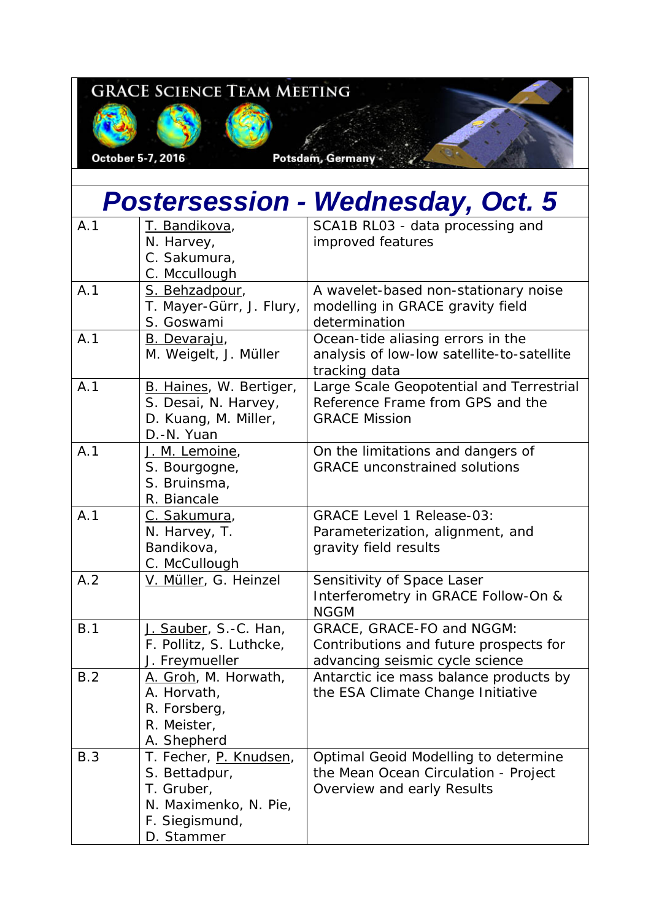GRACE SCIENCE TEAM MEETING

October 5-7, 2016 Potsdam, Germany

# *Postersession - Wednesday, Oct. 5*

| | | |
|---|---|---|
| A.1 | T. Bandikova, N. Harvey, C. Sakumura, C. Mccullough | SCA1B RL03 - data processing and improved features |
| A.1 | S. Behzadpour, T. Mayer-Gürr, J. Flury, S. Goswami | A wavelet-based non-stationary noise modelling in GRACE gravity field determination |
| A.1 | B. Devaraju, M. Weigelt, J. Müller | Ocean-tide aliasing errors in the analysis of low-low satellite-to-satellite tracking data |
| A.1 | B. Haines, W. Bertiger, S. Desai, N. Harvey, D. Kuang, M. Miller, D.-N. Yuan | Large Scale Geopotential and Terrestrial Reference Frame from GPS and the GRACE Mission |
| A.1 | J. M. Lemoine, S. Bourgogne, S. Bruinsma, R. Biancale | On the limitations and dangers of GRACE unconstrained solutions |
| A.1 | C. Sakumura, N. Harvey, T. Bandikova, C. McCullough | GRACE Level 1 Release-03: Parameterization, alignment, and gravity field results |
| A.2 | V. Müller, G. Heinzel | Sensitivity of Space Laser Interferometry in GRACE Follow-On & NGGM |
| B.1 | J. Sauber, S.-C. Han, F. Pollitz, S. Luthcke, J. Freymueller | GRACE, GRACE-FO and NGGM: Contributions and future prospects for advancing seismic cycle science |
| B.2 | A. Groh, M. Horwath, A. Horvath, R. Forsberg, R. Meister, A. Shepherd | Antarctic ice mass balance products by the ESA Climate Change Initiative |
| B.3 | T. Fecher, P. Knudsen, S. Bettadpur, T. Gruber, N. Maximenko, N. Pie, F. Siegismund, D. Stammer | Optimal Geoid Modelling to determine the Mean Ocean Circulation - Project Overview and early Results |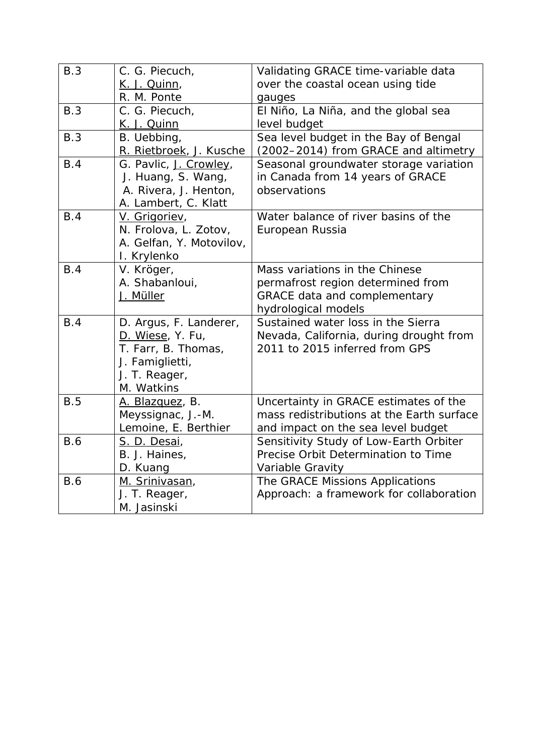| | | |
|---|---|---|
| B.3 | C. G. Piecuch, <u>K. J. Quinn</u>, R. M. Ponte | Validating GRACE time-variable data over the coastal ocean using tide gauges |
| B.3 | C. G. Piecuch, <u>K. J. Quinn</u> | El Niño, La Niña, and the global sea level budget |
| B.3 | B. Uebbing, <u>R. Rietbroek</u>, J. Kusche | Sea level budget in the Bay of Bengal (2002–2014) from GRACE and altimetry |
| B.4 | G. Pavlic, <u>J. Crowley</u>, J. Huang, S. Wang, A. Rivera, J. Henton, A. Lambert, C. Klatt | Seasonal groundwater storage variation in Canada from 14 years of GRACE observations |
| B.4 | <u>V. Grigoriev</u>, N. Frolova, L. Zotov, A. Gelfan, Y. Motovilov, I. Krylenko | Water balance of river basins of the European Russia |
| B.4 | V. Kröger, A. Shabanloui, <u>J. Müller</u> | Mass variations in the Chinese permafrost region determined from GRACE data and complementary hydrological models |
| B.4 | D. Argus, F. Landerer, <u>D. Wiese</u>, Y. Fu, T. Farr, B. Thomas, J. Famiglietti, J. T. Reager, M. Watkins | Sustained water loss in the Sierra Nevada, California, during drought from 2011 to 2015 inferred from GPS |
| B.5 | <u>A. Blazquez</u>, B. Meyssignac, J.-M. Lemoine, E. Berthier | Uncertainty in GRACE estimates of the mass redistributions at the Earth surface and impact on the sea level budget |
| B.6 | <u>S. D. Desai</u>, B. J. Haines, D. Kuang | Sensitivity Study of Low-Earth Orbiter Precise Orbit Determination to Time Variable Gravity |
| B.6 | <u>M. Srinivasan</u>, J. T. Reager, M. Jasinski | The GRACE Missions Applications Approach: a framework for collaboration |